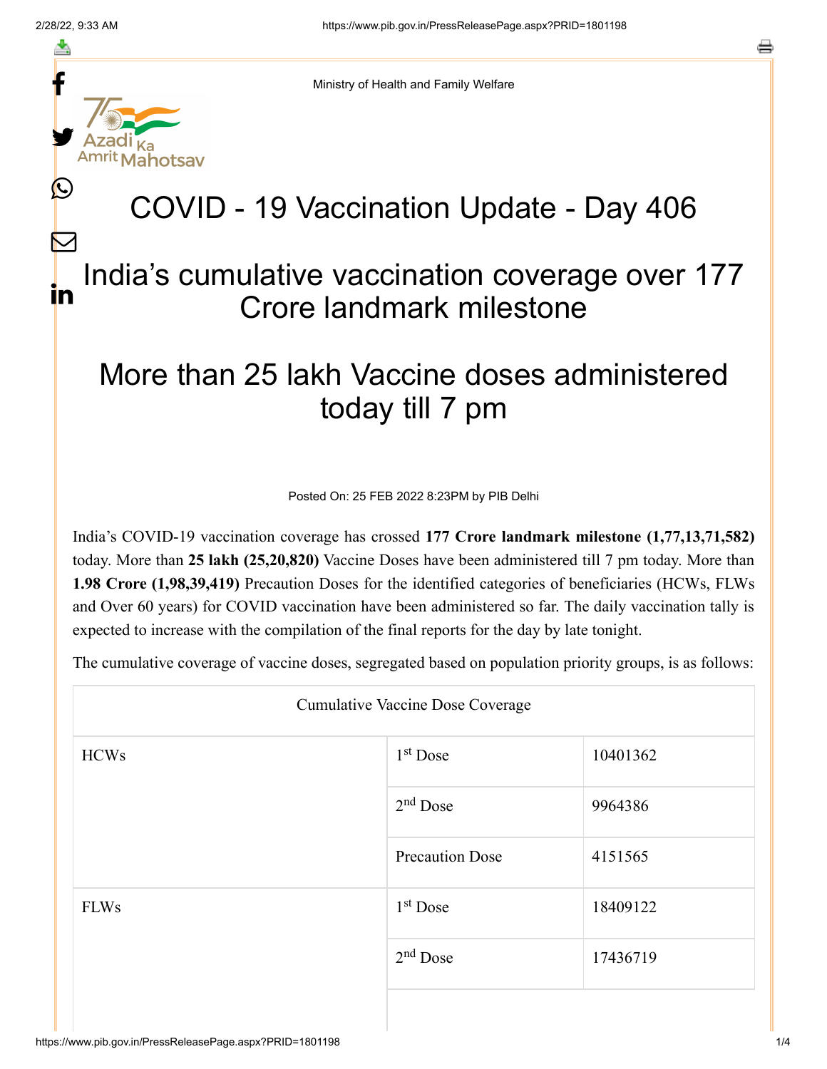Ministry of Health and Family Welfare

# COVID - 19 Vaccination Update - Day 406

## India's cumulative vaccination coverage over 177 Crore landmark milestone

## More than 25 lakh Vaccine doses administered today till 7 pm

Posted On: 25 FEB 2022 8:23PM by PIB Delhi

India's COVID-19 vaccination coverage has crossed **177 Crore landmark milestone (1,77,13,71,582)** today. More than **25 lakh (25,20,820)** Vaccine Doses have been administered till 7 pm today. More than **1.98 Crore (1,98,39,419)** Precaution Doses for the identified categories of beneficiaries (HCWs, FLWs and Over 60 years) for COVID vaccination have been administered so far. The daily vaccination tally is expected to increase with the compilation of the final reports for the day by late tonight.

The cumulative coverage of vaccine doses, segregated based on population priority groups, is as follows:

| Cumulative Vaccine Dose Coverage | | |
|---|---|---|
| HCWs | 1st Dose | 10401362 |
| | 2nd Dose | 9964386 |
| | Precaution Dose | 4151565 |
| FLWs | 1st Dose | 18409122 |
| | 2nd Dose | 17436719 |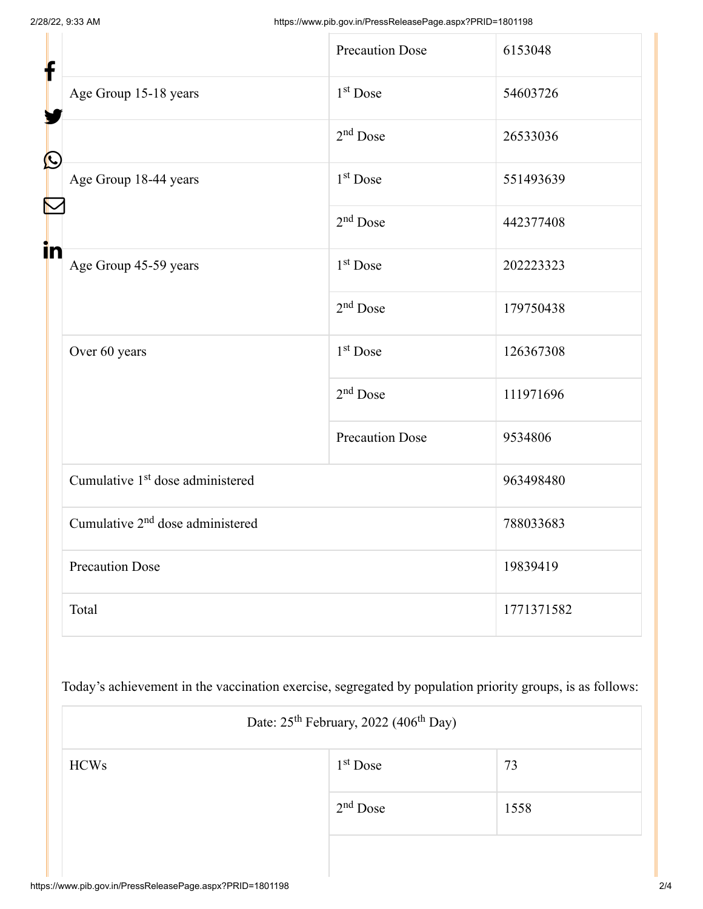| | | |
|---|---|---|
| | Precaution Dose | 6153048 |
| Age Group 15-18 years | 1st Dose | 54603726 |
| | 2nd Dose | 26533036 |
| Age Group 18-44 years | 1st Dose | 551493639 |
| | 2nd Dose | 442377408 |
| Age Group 45-59 years | 1st Dose | 202223323 |
| | 2nd Dose | 179750438 |
| Over 60 years | 1st Dose | 126367308 |
| | 2nd Dose | 111971696 |
| | Precaution Dose | 9534806 |
| Cumulative 1st dose administered | | 963498480 |
| Cumulative 2nd dose administered | | 788033683 |
| Precaution Dose | | 19839419 |
| Total | | 1771371582 |

Today's achievement in the vaccination exercise, segregated by population priority groups, is as follows:

| Date: 25th February, 2022 (406th Day) | | |
|---|---|---|
| HCWs | 1st Dose | 73 |
| | 2nd Dose | 1558 |
| | | |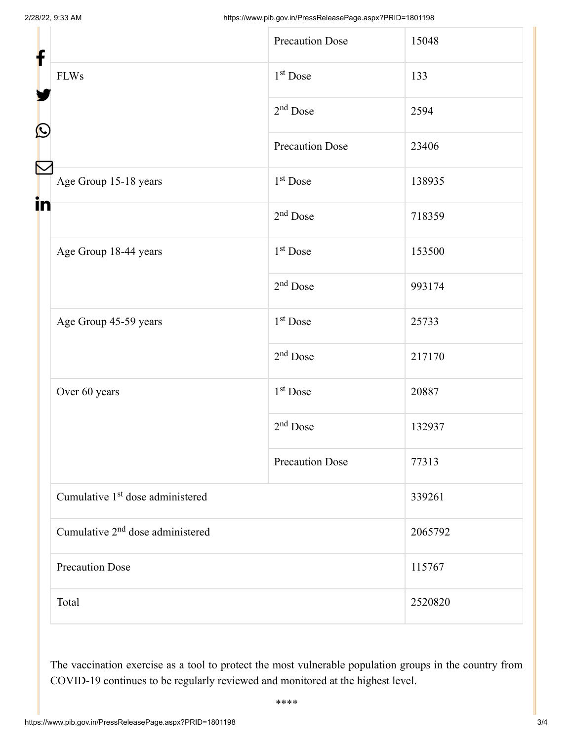| | | |
|---|---|---|
| | Precaution Dose | 15048 |
| FLWs | 1st Dose | 133 |
| | 2nd Dose | 2594 |
| | Precaution Dose | 23406 |
| Age Group 15-18 years | 1st Dose | 138935 |
| | 2nd Dose | 718359 |
| Age Group 18-44 years | 1st Dose | 153500 |
| | 2nd Dose | 993174 |
| Age Group 45-59 years | 1st Dose | 25733 |
| | 2nd Dose | 217170 |
| Over 60 years | 1st Dose | 20887 |
| | 2nd Dose | 132937 |
| | Precaution Dose | 77313 |
| Cumulative 1st dose administered | | 339261 |
| Cumulative 2nd dose administered | | 2065792 |
| Precaution Dose | | 115767 |
| Total | | 2520820 |

The vaccination exercise as a tool to protect the most vulnerable population groups in the country from COVID-19 continues to be regularly reviewed and monitored at the highest level.

****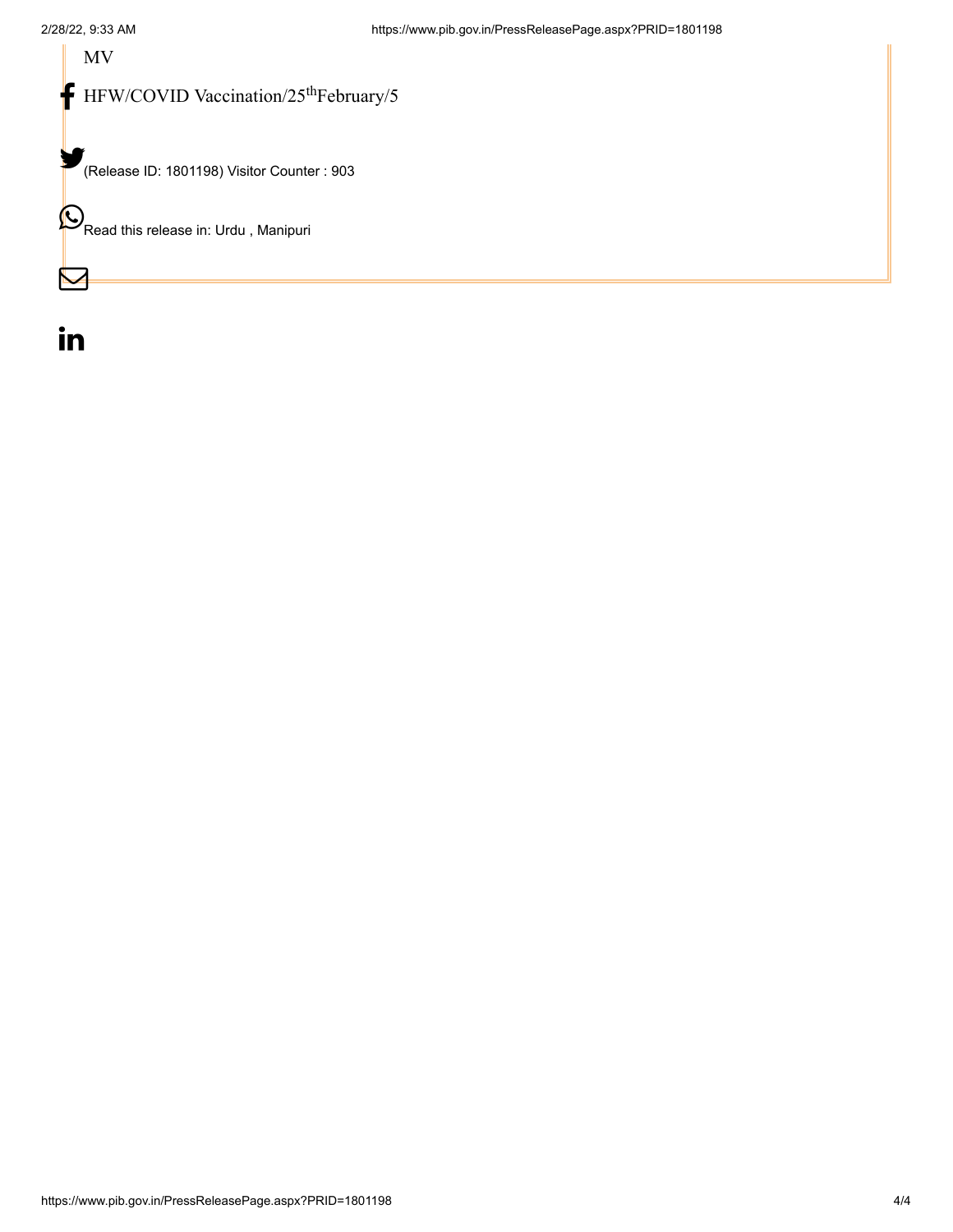MV

HFW/COVID Vaccination/25thFebruary/5

(Release ID: 1801198) Visitor Counter : 903

Read this release in: Urdu , Manipuri